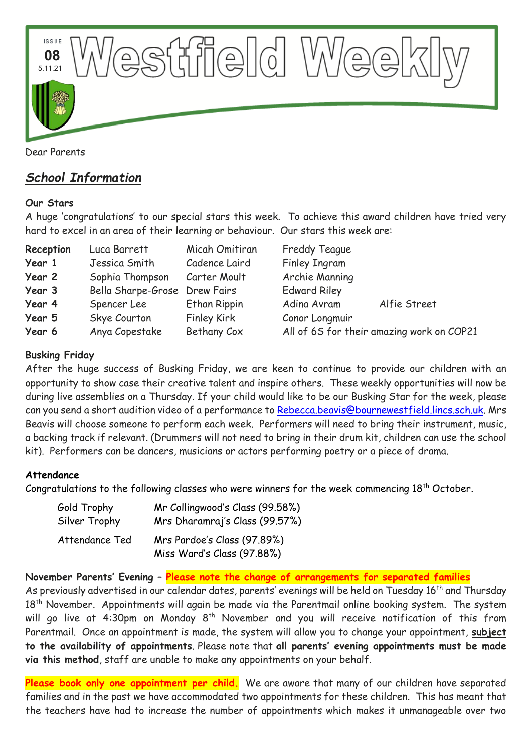# Westfield Weekly

ISSUE **08**
5.11.21

Dear Parents

## *School Information*

**Our Stars**

A huge 'congratulations' to our special stars this week. To achieve this award children have tried very hard to excel in an area of their learning or behaviour. Our stars this week are:

| | | | | |
|---|---|---|---|---|
| **Reception** | Luca Barrett | Micah Omitiran | Freddy Teague | |
| **Year 1** | Jessica Smith | Cadence Laird | Finley Ingram | |
| **Year 2** | Sophia Thompson | Carter Moult | Archie Manning | |
| **Year 3** | Bella Sharpe-Grose | Drew Fairs | Edward Riley | |
| **Year 4** | Spencer Lee | Ethan Rippin | Adina Avram | Alfie Street |
| **Year 5** | Skye Courton | Finley Kirk | Conor Longmuir | |
| **Year 6** | Anya Copestake | Bethany Cox | All of 6S for their amazing work on COP21 | |

**Busking Friday**

After the huge success of Busking Friday, we are keen to continue to provide our children with an opportunity to show case their creative talent and inspire others. These weekly opportunities will now be during live assemblies on a Thursday. If your child would like to be our Busking Star for the week, please can you send a short audition video of a performance to Rebecca.beavis@bournewestfield.lincs.sch.uk. Mrs Beavis will choose someone to perform each week. Performers will need to bring their instrument, music, a backing track if relevant. (Drummers will not need to bring in their drum kit, children can use the school kit). Performers can be dancers, musicians or actors performing poetry or a piece of drama.

**Attendance**

Congratulations to the following classes who were winners for the week commencing 18th October.

| | |
|---|---|
| Gold Trophy | Mr Collingwood's Class (99.58%) |
| Silver Trophy | Mrs Dharamraj's Class (99.57%) |
| Attendance Ted | Mrs Pardoe's Class (97.89%) |
| | Miss Ward's Class (97.88%) |

**November Parents' Evening – Please note the change of arrangements for separated families**

As previously advertised in our calendar dates, parents' evenings will be held on Tuesday 16th and Thursday 18th November. Appointments will again be made via the Parentmail online booking system. The system will go live at 4:30pm on Monday 8th November and you will receive notification of this from Parentmail. Once an appointment is made, the system will allow you to change your appointment, **subject to the availability of appointments**. Please note that **all parents' evening appointments must be made via this method**, staff are unable to make any appointments on your behalf.

**Please book only one appointment per child.** We are aware that many of our children have separated families and in the past we have accommodated two appointments for these children. This has meant that the teachers have had to increase the number of appointments which makes it unmanageable over two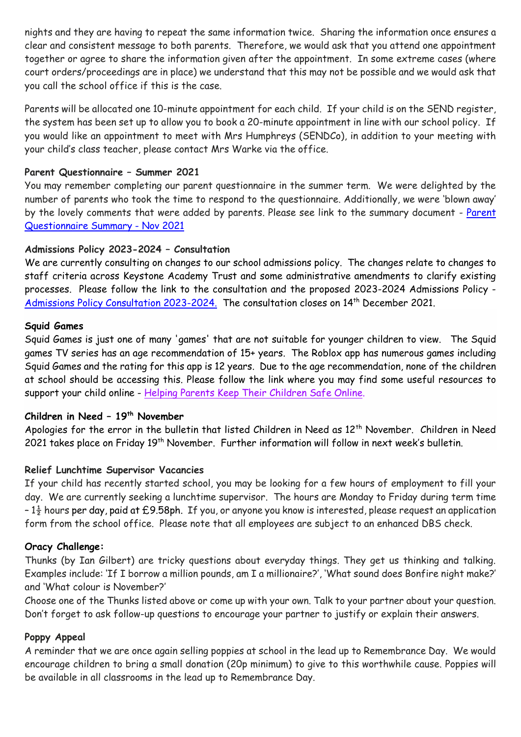nights and they are having to repeat the same information twice. Sharing the information once ensures a clear and consistent message to both parents. Therefore, we would ask that you attend one appointment together or agree to share the information given after the appointment. In some extreme cases (where court orders/proceedings are in place) we understand that this may not be possible and we would ask that you call the school office if this is the case.

Parents will be allocated one 10-minute appointment for each child. If your child is on the SEND register, the system has been set up to allow you to book a 20-minute appointment in line with our school policy. If you would like an appointment to meet with Mrs Humphreys (SENDCo), in addition to your meeting with your child's class teacher, please contact Mrs Warke via the office.

**Parent Questionnaire – Summer 2021**

You may remember completing our parent questionnaire in the summer term. We were delighted by the number of parents who took the time to respond to the questionnaire. Additionally, we were 'blown away' by the lovely comments that were added by parents. Please see link to the summary document - Parent Questionnaire Summary - Nov 2021

**Admissions Policy 2023-2024 – Consultation**

We are currently consulting on changes to our school admissions policy. The changes relate to changes to staff criteria across Keystone Academy Trust and some administrative amendments to clarify existing processes. Please follow the link to the consultation and the proposed 2023-2024 Admissions Policy - Admissions Policy Consultation 2023-2024. The consultation closes on 14th December 2021.

**Squid Games**

Squid Games is just one of many 'games' that are not suitable for younger children to view. The Squid games TV series has an age recommendation of 15+ years. The Roblox app has numerous games including Squid Games and the rating for this app is 12 years. Due to the age recommendation, none of the children at school should be accessing this. Please follow the link where you may find some useful resources to support your child online - Helping Parents Keep Their Children Safe Online.

**Children in Need – 19th November**

Apologies for the error in the bulletin that listed Children in Need as 12th November. Children in Need 2021 takes place on Friday 19th November. Further information will follow in next week's bulletin.

**Relief Lunchtime Supervisor Vacancies**

If your child has recently started school, you may be looking for a few hours of employment to fill your day. We are currently seeking a lunchtime supervisor. The hours are Monday to Friday during term time – 1½ hours per day, paid at £9.58ph. If you, or anyone you know is interested, please request an application form from the school office. Please note that all employees are subject to an enhanced DBS check.

**Oracy Challenge:**

Thunks (by Ian Gilbert) are tricky questions about everyday things. They get us thinking and talking. Examples include: 'If I borrow a million pounds, am I a millionaire?', 'What sound does Bonfire night make?' and 'What colour is November?'

Choose one of the Thunks listed above or come up with your own. Talk to your partner about your question. Don't forget to ask follow-up questions to encourage your partner to justify or explain their answers.

**Poppy Appeal**

A reminder that we are once again selling poppies at school in the lead up to Remembrance Day. We would encourage children to bring a small donation (20p minimum) to give to this worthwhile cause. Poppies will be available in all classrooms in the lead up to Remembrance Day.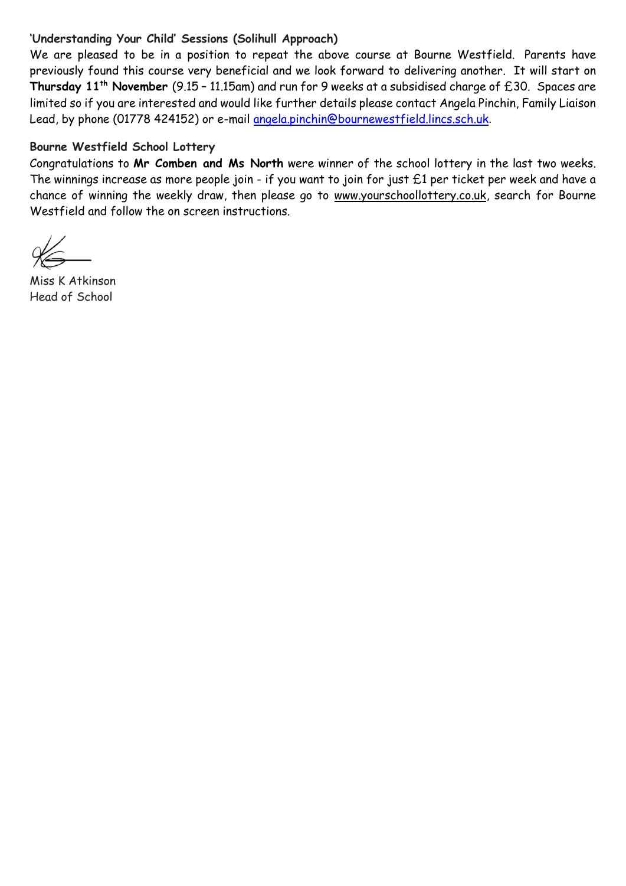**'Understanding Your Child' Sessions (Solihull Approach)**

We are pleased to be in a position to repeat the above course at Bourne Westfield. Parents have previously found this course very beneficial and we look forward to delivering another. It will start on **Thursday 11th November** (9.15 – 11.15am) and run for 9 weeks at a subsidised charge of £30. Spaces are limited so if you are interested and would like further details please contact Angela Pinchin, Family Liaison Lead, by phone (01778 424152) or e-mail angela.pinchin@bournewestfield.lincs.sch.uk.

**Bourne Westfield School Lottery**

Congratulations to **Mr Comben and Ms North** were winner of the school lottery in the last two weeks. The winnings increase as more people join - if you want to join for just £1 per ticket per week and have a chance of winning the weekly draw, then please go to www.yourschoollottery.co.uk, search for Bourne Westfield and follow the on screen instructions.

Miss K Atkinson
Head of School